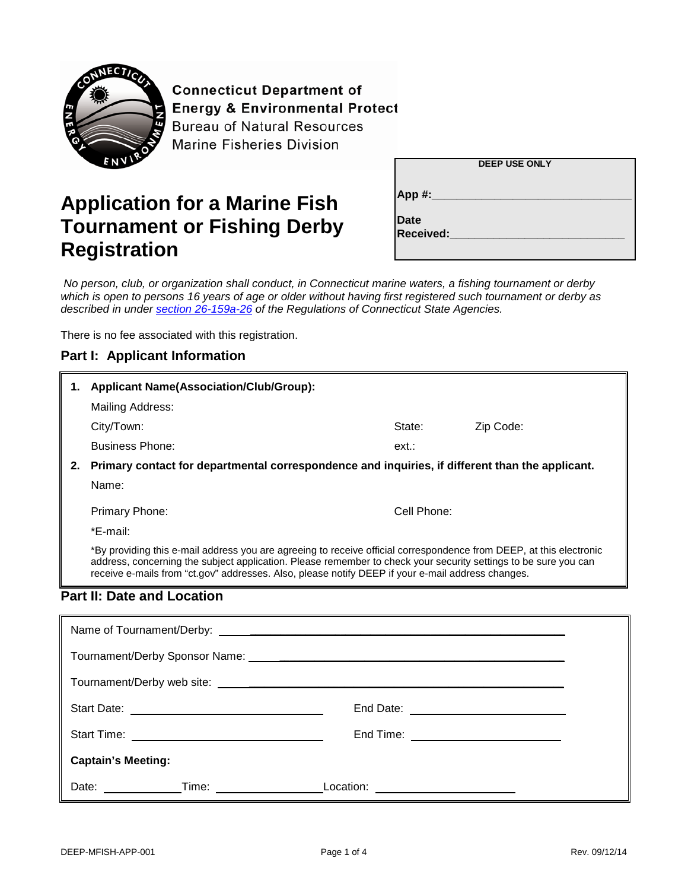**Connecticut Department of Energy & Environmental Protect**
Bureau of Natural Resources
Marine Fisheries Division

| DEEP USE ONLY |
|---|
| App #:_______________________________ |
| Date Received:___________________________ |

# Application for a Marine Fish Tournament or Fishing Derby Registration

*No person, club, or organization shall conduct, in Connecticut marine waters, a fishing tournament or derby which is open to persons 16 years of age or older without having first registered such tournament or derby as described in under [section 26-159a-26](#) of the Regulations of Connecticut State Agencies.*

There is no fee associated with this registration.

## Part I: Applicant Information

1. **Applicant Name(Association/Club/Group):**

   Mailing Address:

   City/Town: State: Zip Code:

   Business Phone: ext.:

2. **Primary contact for departmental correspondence and inquiries, if different than the applicant.**

   Name:

   Primary Phone: Cell Phone:

   *E-mail:

   *By providing this e-mail address you are agreeing to receive official correspondence from DEEP, at this electronic address, concerning the subject application. Please remember to check your security settings to be sure you can receive e-mails from "ct.gov" addresses. Also, please notify DEEP if your e-mail address changes.

## Part II: Date and Location

Name of Tournament/Derby: ____________________________________________

Tournament/Derby Sponsor Name: ____________________________________________

Tournament/Derby web site: ____________________________________________

Start Date: ______________________ End Date: ______________________

Start Time: ______________________ End Time: ______________________

**Captain's Meeting:**

Date: ____________ Time: ______________ Location: ____________________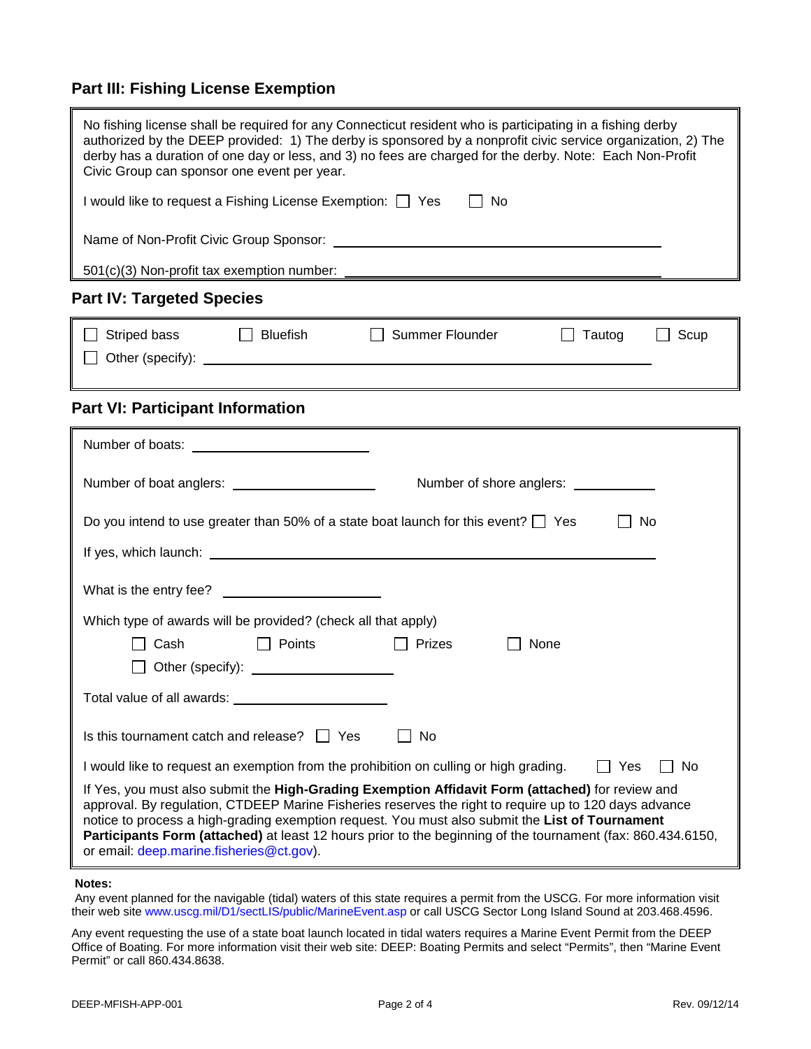## Part III: Fishing License Exemption

No fishing license shall be required for any Connecticut resident who is participating in a fishing derby authorized by the DEEP provided: 1) The derby is sponsored by a nonprofit civic service organization, 2) The derby has a duration of one day or less, and 3) no fees are charged for the derby. Note: Each Non-Profit Civic Group can sponsor one event per year.

I would like to request a Fishing License Exemption: ☐ Yes ☐ No

Name of Non-Profit Civic Group Sponsor: ______________________________

501(c)(3) Non-profit tax exemption number: ______________________________

## Part IV: Targeted Species

☐ Striped bass ☐ Bluefish ☐ Summer Flounder ☐ Tautog ☐ Scup

☐ Other (specify): ______________________________

## Part VI: Participant Information

Number of boats: ________________

Number of boat anglers: ________________ Number of shore anglers: ________________

Do you intend to use greater than 50% of a state boat launch for this event? ☐ Yes ☐ No

If yes, which launch: ______________________________

What is the entry fee? ________________

Which type of awards will be provided? (check all that apply)

☐ Cash ☐ Points ☐ Prizes ☐ None

☐ Other (specify): ________________

Total value of all awards: ________________

Is this tournament catch and release? ☐ Yes ☐ No

I would like to request an exemption from the prohibition on culling or high grading. ☐ Yes ☐ No

If Yes, you must also submit the **High-Grading Exemption Affidavit Form (attached)** for review and approval. By regulation, CTDEEP Marine Fisheries reserves the right to require up to 120 days advance notice to process a high-grading exemption request. You must also submit the **List of Tournament Participants Form (attached)** at least 12 hours prior to the beginning of the tournament (fax: 860.434.6150, or email: deep.marine.fisheries@ct.gov).

**Notes:**

Any event planned for the navigable (tidal) waters of this state requires a permit from the USCG. For more information visit their web site www.uscg.mil/D1/sectLIS/public/MarineEvent.asp or call USCG Sector Long Island Sound at 203.468.4596.

Any event requesting the use of a state boat launch located in tidal waters requires a Marine Event Permit from the DEEP Office of Boating. For more information visit their web site: DEEP: Boating Permits and select "Permits", then "Marine Event Permit" or call 860.434.8638.

DEEP-MFISH-APP-001 Rev. 09/12/14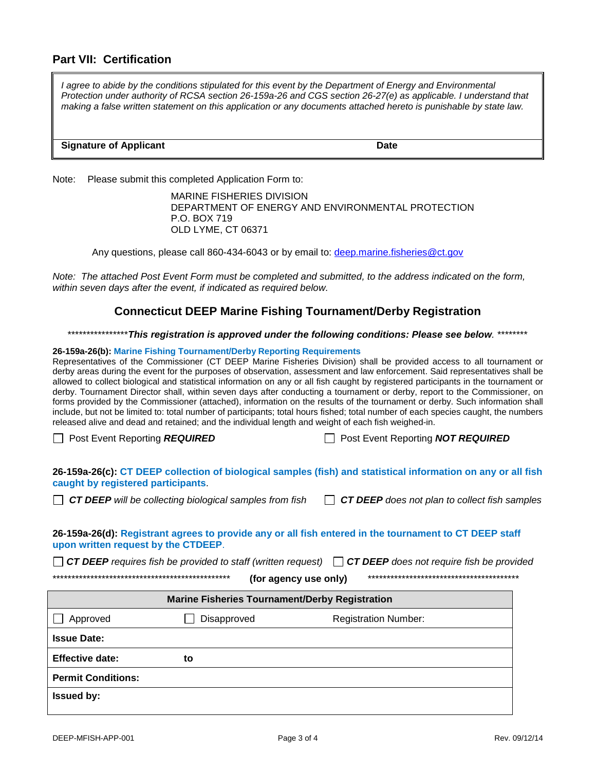## Part VII: Certification

| *I agree to abide by the conditions stipulated for this event by the Department of Energy and Environmental Protection under authority of RCSA section 26-159a-26 and CGS section 26-27(e) as applicable. I understand that making a false written statement on this application or any documents attached hereto is punishable by state law.* | |
|---|---|
| **Signature of Applicant** | **Date** |

Note: Please submit this completed Application Form to:

MARINE FISHERIES DIVISION
DEPARTMENT OF ENERGY AND ENVIRONMENTAL PROTECTION
P.O. BOX 719
OLD LYME, CT 06371

Any questions, please call 860-434-6043 or by email to: deep.marine.fisheries@ct.gov

*Note: The attached Post Event Form must be completed and submitted, to the address indicated on the form, within seven days after the event, if indicated as required below.*

## Connecticut DEEP Marine Fishing Tournament/Derby Registration

*****************This registration is approved under the following conditions: Please see below.* ********

**26-159a-26(b): Marine Fishing Tournament/Derby Reporting Requirements**
Representatives of the Commissioner (CT DEEP Marine Fisheries Division) shall be provided access to all tournament or derby areas during the event for the purposes of observation, assessment and law enforcement. Said representatives shall be allowed to collect biological and statistical information on any or all fish caught by registered participants in the tournament or derby. Tournament Director shall, within seven days after conducting a tournament or derby, report to the Commissioner, on forms provided by the Commissioner (attached), information on the results of the tournament or derby. Such information shall include, but not be limited to: total number of participants; total hours fished; total number of each species caught, the numbers released alive and dead and retained; and the individual length and weight of each fish weighed-in.

☐ Post Event Reporting ***REQUIRED***    ☐ Post Event Reporting ***NOT REQUIRED***

**26-159a-26(c): CT DEEP collection of biological samples (fish) and statistical information on any or all fish caught by registered participants.**

☐ ***CT DEEP*** *will be collecting biological samples from fish*    ☐ ***CT DEEP*** *does not plan to collect fish samples*

**26-159a-26(d): Registrant agrees to provide any or all fish entered in the tournament to CT DEEP staff upon written request by the CTDEEP.**

☐ ***CT DEEP*** *requires fish be provided to staff (written request)*    ☐ ***CT DEEP*** *does not require fish be provided*

************************************************* **(for agency use only)** *****************************************

| Marine Fisheries Tournament/Derby Registration | | |
|---|---|---|
| ☐ Approved | ☐ Disapproved | Registration Number: |
| **Issue Date:** | | |
| **Effective date:** | **to** | |
| **Permit Conditions:** | | |
| **Issued by:** | | |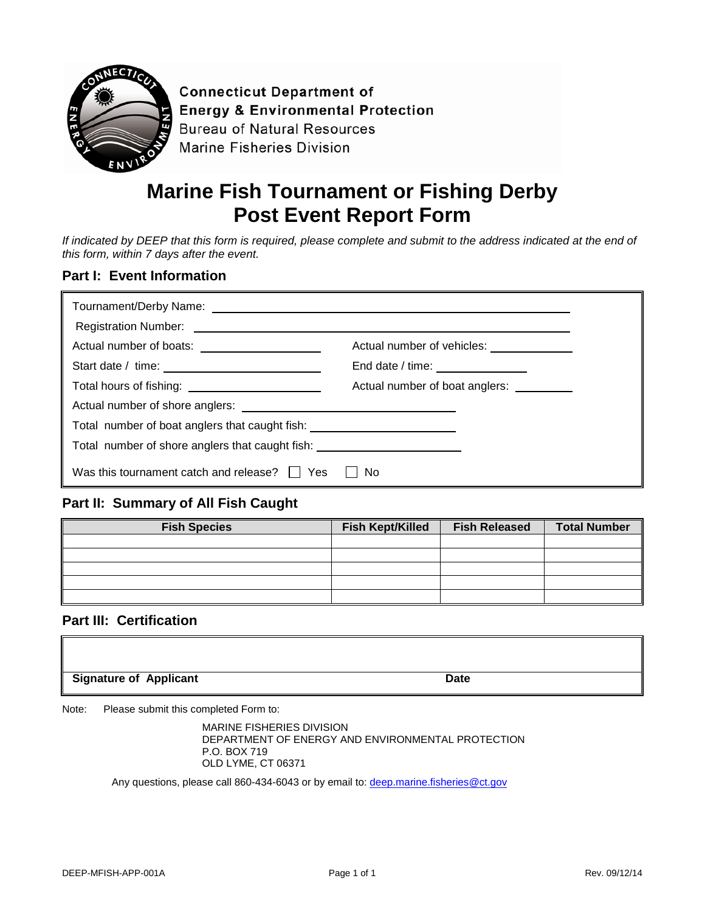**Connecticut Department of Energy & Environmental Protection**
Bureau of Natural Resources
Marine Fisheries Division

# Marine Fish Tournament or Fishing Derby Post Event Report Form

*If indicated by DEEP that this form is required, please complete and submit to the address indicated at the end of this form, within 7 days after the event.*

## Part I: Event Information

Tournament/Derby Name: ______________________________

Registration Number: ______________________________

Actual number of boats: ______________ Actual number of vehicles: ______________

Start date / time: ______________ End date / time: ______________

Total hours of fishing: ______________ Actual number of boat anglers: ______________

Actual number of shore anglers: ______________

Total number of boat anglers that caught fish: ______________

Total number of shore anglers that caught fish: ______________

Was this tournament catch and release? ☐ Yes ☐ No

## Part II: Summary of All Fish Caught

| Fish Species | Fish Kept/Killed | Fish Released | Total Number |
|---|---|---|---|
| | | | |
| | | | |
| | | | |
| | | | |
| | | | |

## Part III: Certification

| **Signature of Applicant** | **Date** |
|---|---|
| | |

Note: Please submit this completed Form to:

MARINE FISHERIES DIVISION
DEPARTMENT OF ENERGY AND ENVIRONMENTAL PROTECTION
P.O. BOX 719
OLD LYME, CT 06371

Any questions, please call 860-434-6043 or by email to: deep.marine.fisheries@ct.gov

DEEP-MFISH-APP-001A Rev. 09/12/14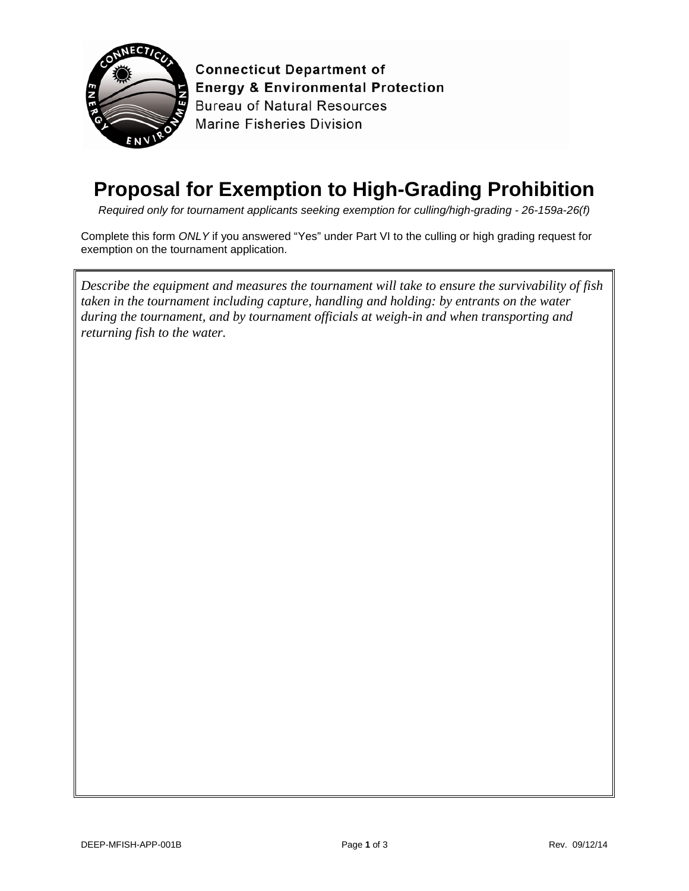Connecticut Department of
Energy & Environmental Protection
Bureau of Natural Resources
Marine Fisheries Division

# Proposal for Exemption to High-Grading Prohibition

*Required only for tournament applicants seeking exemption for culling/high-grading - 26-159a-26(f)*

Complete this form *ONLY* if you answered "Yes" under Part VI to the culling or high grading request for exemption on the tournament application.

*Describe the equipment and measures the tournament will take to ensure the survivability of fish taken in the tournament including capture, handling and holding: by entrants on the water during the tournament, and by tournament officials at weigh-in and when transporting and returning fish to the water.*

DEEP-MFISH-APP-001B Rev. 09/12/14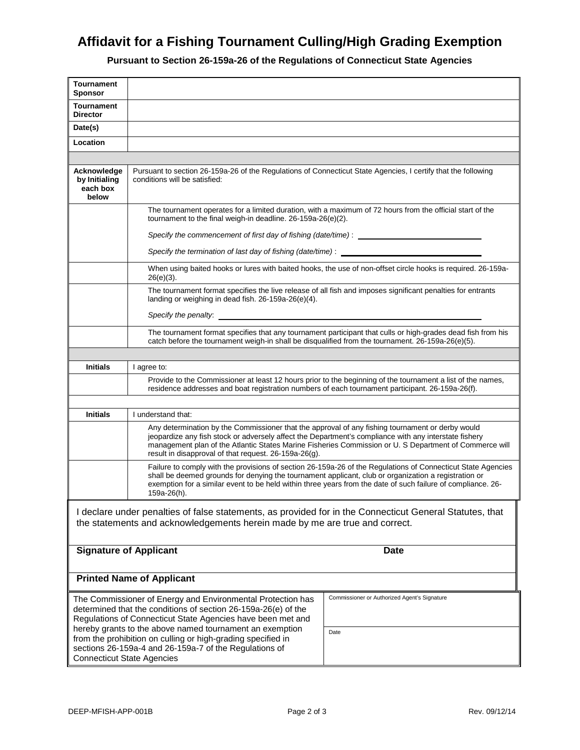# Affidavit for a Fishing Tournament Culling/High Grading Exemption

**Pursuant to Section 26-159a-26 of the Regulations of Connecticut State Agencies**

| | |
|---|---|
| **Tournament Sponsor** | |
| **Tournament Director** | |
| **Date(s)** | |
| **Location** | |
| | |
| **Acknowledge by Initialing each box below** | Pursuant to section 26-159a-26 of the Regulations of Connecticut State Agencies, I certify that the following conditions will be satisfied: |
| | The tournament operates for a limited duration, with a maximum of 72 hours from the official start of the tournament to the final weigh-in deadline. 26-159a-26(e)(2). *Specify the commencement of first day of fishing (date/time)* : ______________ *Specify the termination of last day of fishing (date/time)* : ______________ |
| | When using baited hooks or lures with baited hooks, the use of non-offset circle hooks is required. 26-159a-26(e)(3). |
| | The tournament format specifies the live release of all fish and imposes significant penalties for entrants landing or weighing in dead fish. 26-159a-26(e)(4). *Specify the penalty*: ______________ |
| | The tournament format specifies that any tournament participant that culls or high-grades dead fish from his catch before the tournament weigh-in shall be disqualified from the tournament. 26-159a-26(e)(5). |
| | |
| **Initials** | I agree to: |
| | Provide to the Commissioner at least 12 hours prior to the beginning of the tournament a list of the names, residence addresses and boat registration numbers of each tournament participant. 26-159a-26(f). |
| | |
| **Initials** | I understand that: |
| | Any determination by the Commissioner that the approval of any fishing tournament or derby would jeopardize any fish stock or adversely affect the Department's compliance with any interstate fishery management plan of the Atlantic States Marine Fisheries Commission or U. S Department of Commerce will result in disapproval of that request. 26-159a-26(g). |
| | Failure to comply with the provisions of section 26-159a-26 of the Regulations of Connecticut State Agencies shall be deemed grounds for denying the tournament applicant, club or organization a registration or exemption for a similar event to be held within three years from the date of such failure of compliance. 26-159a-26(h). |

I declare under penalties of false statements, as provided for in the Connecticut General Statutes, that the statements and acknowledgements herein made by me are true and correct.

| | |
|---|---|
| **Signature of Applicant** | **Date** |
| **Printed Name of Applicant** | |

| | |
|---|---|
| The Commissioner of Energy and Environmental Protection has determined that the conditions of section 26-159a-26(e) of the Regulations of Connecticut State Agencies have been met and hereby grants to the above named tournament an exemption from the prohibition on culling or high-grading specified in sections 26-159a-4 and 26-159a-7 of the Regulations of Connecticut State Agencies | Commissioner or Authorized Agent's Signature<br><br>Date |

DEEP-MFISH-APP-001B Rev. 09/12/14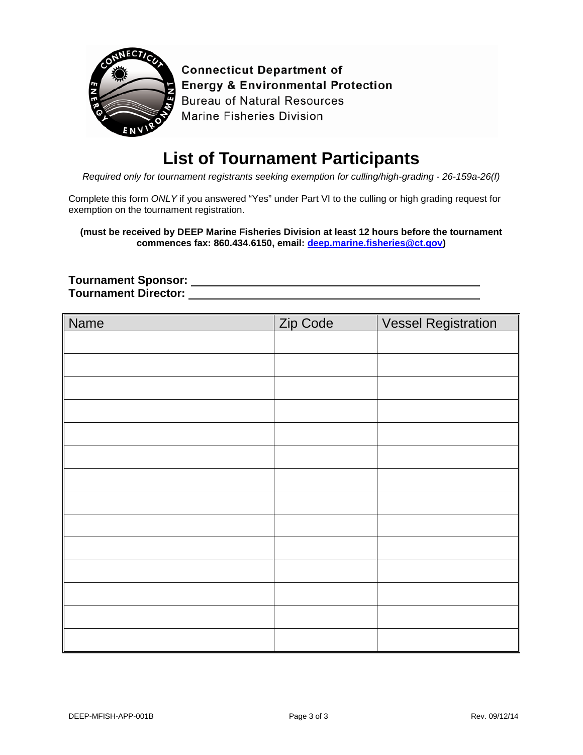Connecticut Department of
Energy & Environmental Protection
Bureau of Natural Resources
Marine Fisheries Division

# List of Tournament Participants

*Required only for tournament registrants seeking exemption for culling/high-grading - 26-159a-26(f)*

Complete this form *ONLY* if you answered "Yes" under Part VI to the culling or high grading request for exemption on the tournament registration.

**(must be received by DEEP Marine Fisheries Division at least 12 hours before the tournament commences fax: 860.434.6150, email: deep.marine.fisheries@ct.gov)**

**Tournament Sponsor:** \_\_\_\_\_\_\_\_\_\_\_\_\_\_\_\_\_\_\_\_\_\_\_\_\_\_\_\_\_\_\_\_\_\_\_\_\_\_\_\_
**Tournament Director:** \_\_\_\_\_\_\_\_\_\_\_\_\_\_\_\_\_\_\_\_\_\_\_\_\_\_\_\_\_\_\_\_\_\_\_\_\_\_\_\_

| Name | Zip Code | Vessel Registration |
|---|---|---|
| | | |
| | | |
| | | |
| | | |
| | | |
| | | |
| | | |
| | | |
| | | |
| | | |
| | | |
| | | |
| | | |
| | | |

DEEP-MFISH-APP-001B — Rev. 09/12/14